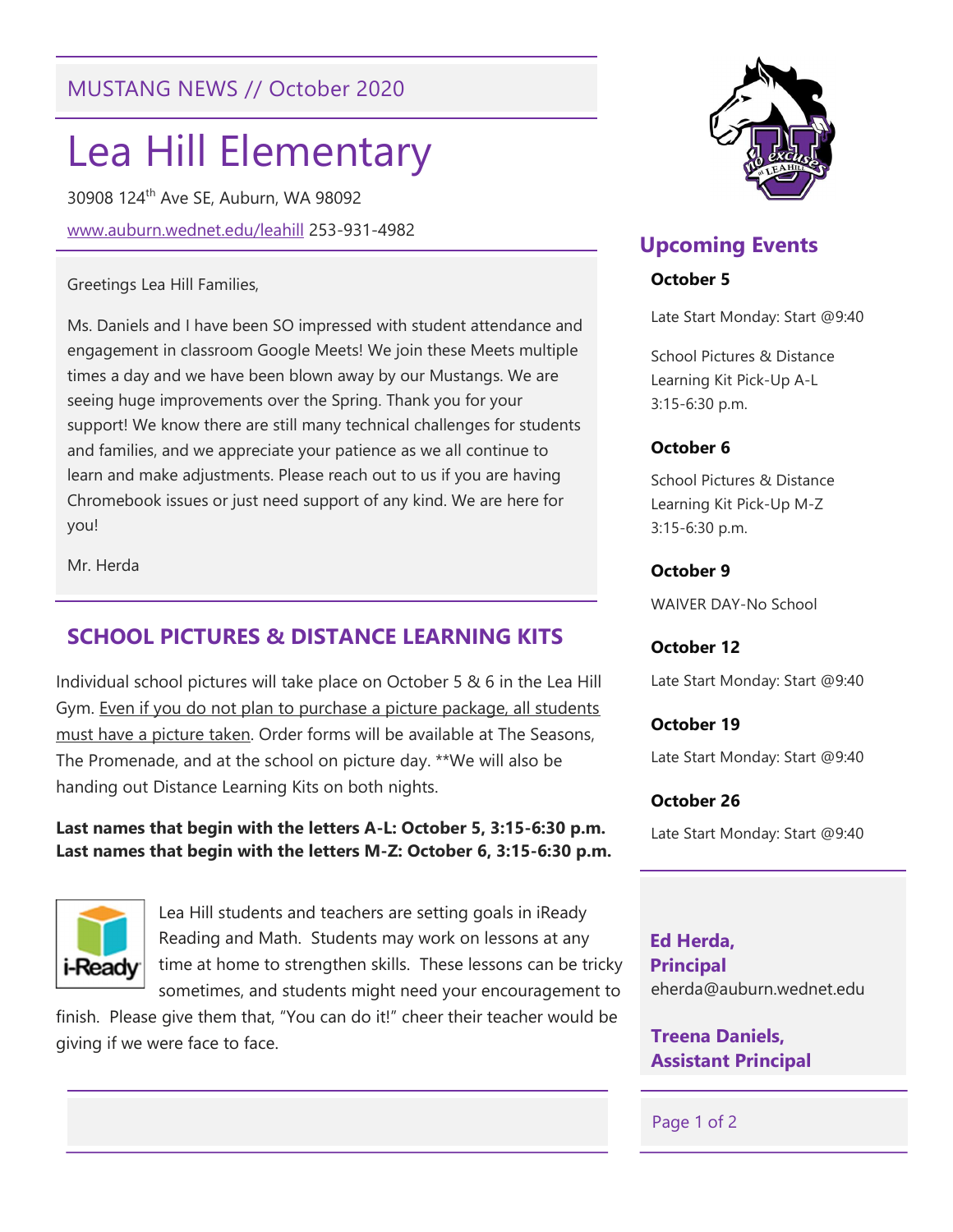MUSTANG NEWS // October 2020

# Lea Hill Elementary

30908 124th Ave SE, Auburn, WA 98092

www.auburn.wednet.edu/leahill 253-931-4982

Greetings Lea Hill Families,

Ms. Daniels and I have been SO impressed with student attendance and engagement in classroom Google Meets! We join these Meets multiple times a day and we have been blown away by our Mustangs. We are seeing huge improvements over the Spring. Thank you for your support! We know there are still many technical challenges for students and families, and we appreciate your patience as we all continue to learn and make adjustments. Please reach out to us if you are having Chromebook issues or just need support of any kind. We are here for you!

Mr. Herda

## SCHOOL PICTURES & DISTANCE LEARNING KITS

Individual school pictures will take place on October 5 & 6 in the Lea Hill Gym. Even if you do not plan to purchase a picture package, all students must have a picture taken. Order forms will be available at The Seasons, The Promenade, and at the school on picture day. **We will also be handing out Distance Learning Kits on both nights.

**Last names that begin with the letters A-L: October 5, 3:15-6:30 p.m.**
**Last names that begin with the letters M-Z: October 6, 3:15-6:30 p.m.**

Lea Hill students and teachers are setting goals in iReady Reading and Math. Students may work on lessons at any time at home to strengthen skills. These lessons can be tricky sometimes, and students might need your encouragement to finish. Please give them that, "You can do it!" cheer their teacher would be giving if we were face to face.

## Upcoming Events

**October 5**

Late Start Monday: Start @9:40

School Pictures & Distance Learning Kit Pick-Up A-L 3:15-6:30 p.m.

**October 6**

School Pictures & Distance Learning Kit Pick-Up M-Z 3:15-6:30 p.m.

**October 9**

WAIVER DAY-No School

**October 12**

Late Start Monday: Start @9:40

**October 19**

Late Start Monday: Start @9:40

**October 26**

Late Start Monday: Start @9:40

**Ed Herda, Principal**
eherda@auburn.wednet.edu

**Treena Daniels, Assistant Principal**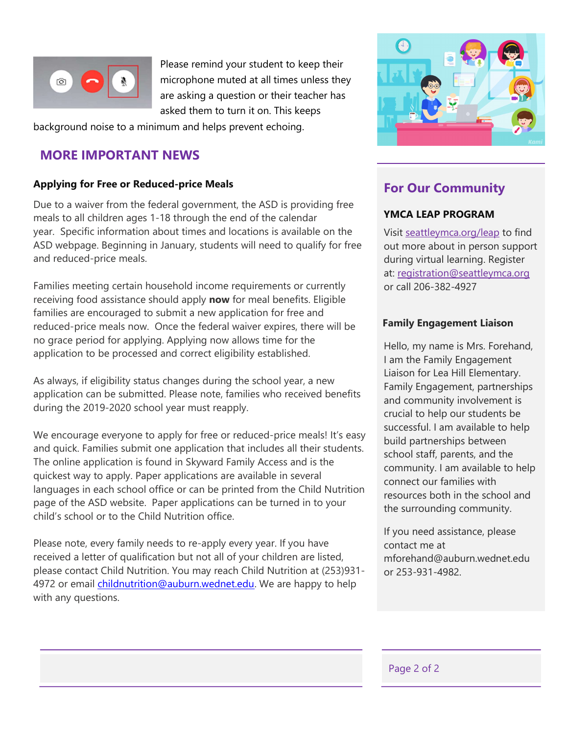Please remind your student to keep their microphone muted at all times unless they are asking a question or their teacher has asked them to turn it on. This keeps background noise to a minimum and helps prevent echoing.

## MORE IMPORTANT NEWS

**Applying for Free or Reduced-price Meals**

Due to a waiver from the federal government, the ASD is providing free meals to all children ages 1-18 through the end of the calendar year. Specific information about times and locations is available on the ASD webpage. Beginning in January, students will need to qualify for free and reduced-price meals.

Families meeting certain household income requirements or currently receiving food assistance should apply **now** for meal benefits. Eligible families are encouraged to submit a new application for free and reduced-price meals now. Once the federal waiver expires, there will be no grace period for applying. Applying now allows time for the application to be processed and correct eligibility established.

As always, if eligibility status changes during the school year, a new application can be submitted. Please note, families who received benefits during the 2019-2020 school year must reapply.

We encourage everyone to apply for free or reduced-price meals! It's easy and quick. Families submit one application that includes all their students. The online application is found in Skyward Family Access and is the quickest way to apply. Paper applications are available in several languages in each school office or can be printed from the Child Nutrition page of the ASD website. Paper applications can be turned in to your child's school or to the Child Nutrition office.

Please note, every family needs to re-apply every year. If you have received a letter of qualification but not all of your children are listed, please contact Child Nutrition. You may reach Child Nutrition at (253)931-4972 or email childnutrition@auburn.wednet.edu. We are happy to help with any questions.

## For Our Community

**YMCA LEAP PROGRAM**

Visit seattleymca.org/leap to find out more about in person support during virtual learning. Register at: registration@seattleymca.org or call 206-382-4927

**Family Engagement Liaison**

Hello, my name is Mrs. Forehand, I am the Family Engagement Liaison for Lea Hill Elementary. Family Engagement, partnerships and community involvement is crucial to help our students be successful. I am available to help build partnerships between school staff, parents, and the community. I am available to help connect our families with resources both in the school and the surrounding community.

If you need assistance, please contact me at mforehand@auburn.wednet.edu or 253-931-4982.